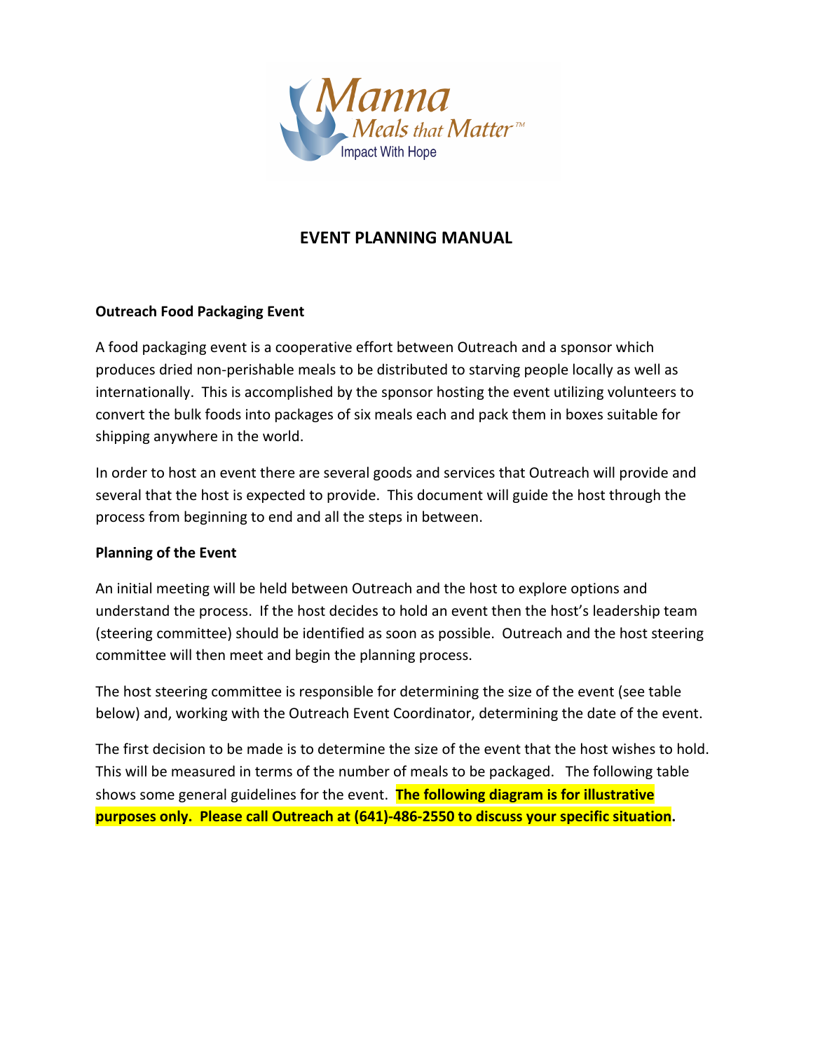Manna

Meals that Matter™

Impact With Hope

# EVENT PLANNING MANUAL

### Outreach Food Packaging Event

A food packaging event is a cooperative effort between Outreach and a sponsor which produces dried non-perishable meals to be distributed to starving people locally as well as internationally. This is accomplished by the sponsor hosting the event utilizing volunteers to convert the bulk foods into packages of six meals each and pack them in boxes suitable for shipping anywhere in the world.

In order to host an event there are several goods and services that Outreach will provide and several that the host is expected to provide. This document will guide the host through the process from beginning to end and all the steps in between.

### Planning of the Event

An initial meeting will be held between Outreach and the host to explore options and understand the process. If the host decides to hold an event then the host's leadership team (steering committee) should be identified as soon as possible. Outreach and the host steering committee will then meet and begin the planning process.

The host steering committee is responsible for determining the size of the event (see table below) and, working with the Outreach Event Coordinator, determining the date of the event.

The first decision to be made is to determine the size of the event that the host wishes to hold. This will be measured in terms of the number of meals to be packaged. The following table shows some general guidelines for the event. **The following diagram is for illustrative purposes only. Please call Outreach at (641)-486-2550 to discuss your specific situation.**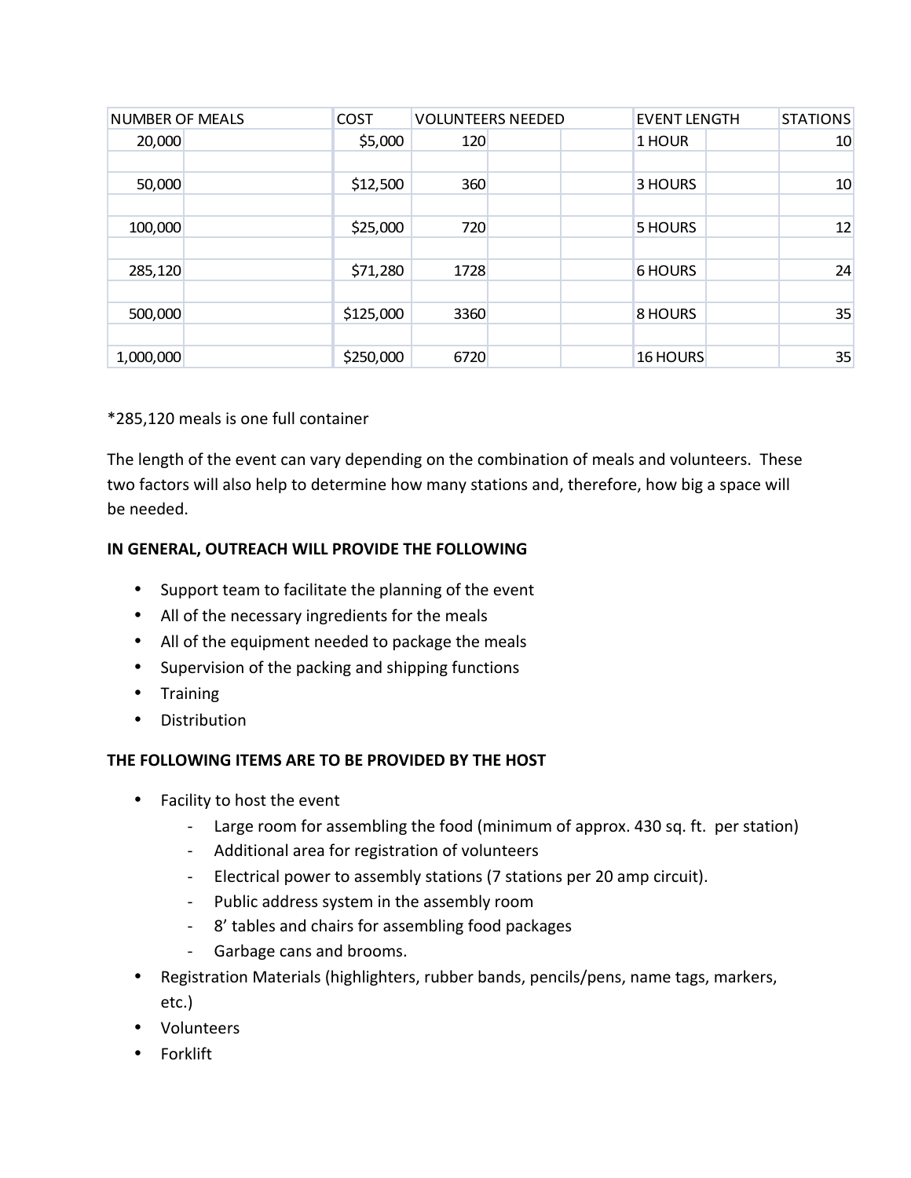| NUMBER OF MEALS | COST | VOLUNTEERS NEEDED | EVENT LENGTH | STATIONS |
|---|---|---|---|---|
| 20,000 | $5,000 | 120 | 1 HOUR | 10 |
| 50,000 | $12,500 | 360 | 3 HOURS | 10 |
| 100,000 | $25,000 | 720 | 5 HOURS | 12 |
| 285,120 | $71,280 | 1728 | 6 HOURS | 24 |
| 500,000 | $125,000 | 3360 | 8 HOURS | 35 |
| 1,000,000 | $250,000 | 6720 | 16 HOURS | 35 |

*285,120 meals is one full container

The length of the event can vary depending on the combination of meals and volunteers. These two factors will also help to determine how many stations and, therefore, how big a space will be needed.

**IN GENERAL, OUTREACH WILL PROVIDE THE FOLLOWING**

- Support team to facilitate the planning of the event
- All of the necessary ingredients for the meals
- All of the equipment needed to package the meals
- Supervision of the packing and shipping functions
- Training
- Distribution

**THE FOLLOWING ITEMS ARE TO BE PROVIDED BY THE HOST**

- Facility to host the event
  - Large room for assembling the food (minimum of approx. 430 sq. ft. per station)
  - Additional area for registration of volunteers
  - Electrical power to assembly stations (7 stations per 20 amp circuit).
  - Public address system in the assembly room
  - 8' tables and chairs for assembling food packages
  - Garbage cans and brooms.
- Registration Materials (highlighters, rubber bands, pencils/pens, name tags, markers, etc.)
- Volunteers
- Forklift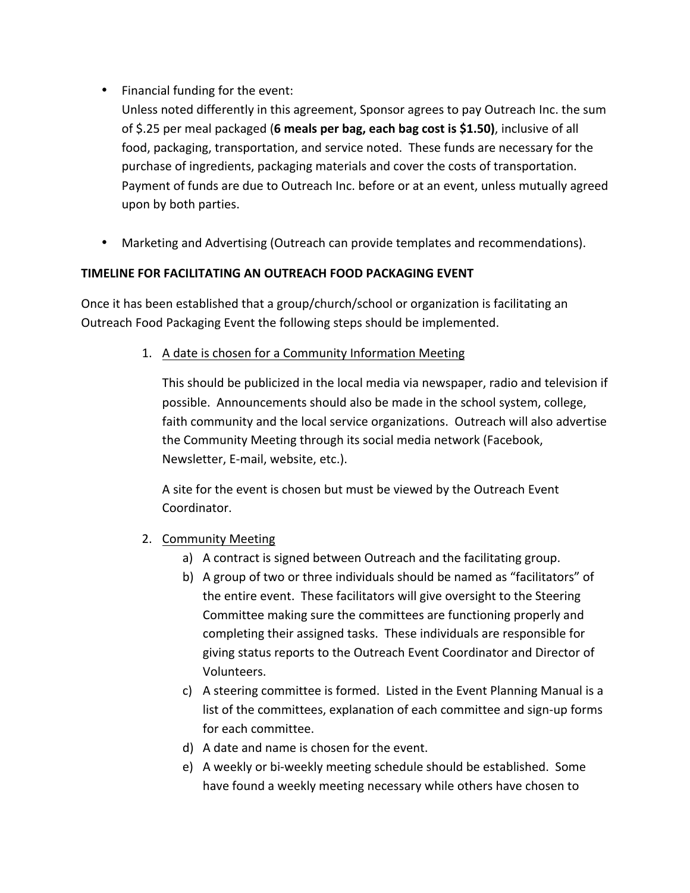- Financial funding for the event:
  Unless noted differently in this agreement, Sponsor agrees to pay Outreach Inc. the sum of $.25 per meal packaged (**6 meals per bag, each bag cost is $1.50)**, inclusive of all food, packaging, transportation, and service noted. These funds are necessary for the purchase of ingredients, packaging materials and cover the costs of transportation. Payment of funds are due to Outreach Inc. before or at an event, unless mutually agreed upon by both parties.

- Marketing and Advertising (Outreach can provide templates and recommendations).

**TIMELINE FOR FACILITATING AN OUTREACH FOOD PACKAGING EVENT**

Once it has been established that a group/church/school or organization is facilitating an Outreach Food Packaging Event the following steps should be implemented.

1. <u>A date is chosen for a Community Information Meeting</u>

   This should be publicized in the local media via newspaper, radio and television if possible. Announcements should also be made in the school system, college, faith community and the local service organizations. Outreach will also advertise the Community Meeting through its social media network (Facebook, Newsletter, E-mail, website, etc.).

   A site for the event is chosen but must be viewed by the Outreach Event Coordinator.

2. <u>Community Meeting</u>
   a) A contract is signed between Outreach and the facilitating group.
   b) A group of two or three individuals should be named as "facilitators" of the entire event. These facilitators will give oversight to the Steering Committee making sure the committees are functioning properly and completing their assigned tasks. These individuals are responsible for giving status reports to the Outreach Event Coordinator and Director of Volunteers.
   c) A steering committee is formed. Listed in the Event Planning Manual is a list of the committees, explanation of each committee and sign-up forms for each committee.
   d) A date and name is chosen for the event.
   e) A weekly or bi-weekly meeting schedule should be established. Some have found a weekly meeting necessary while others have chosen to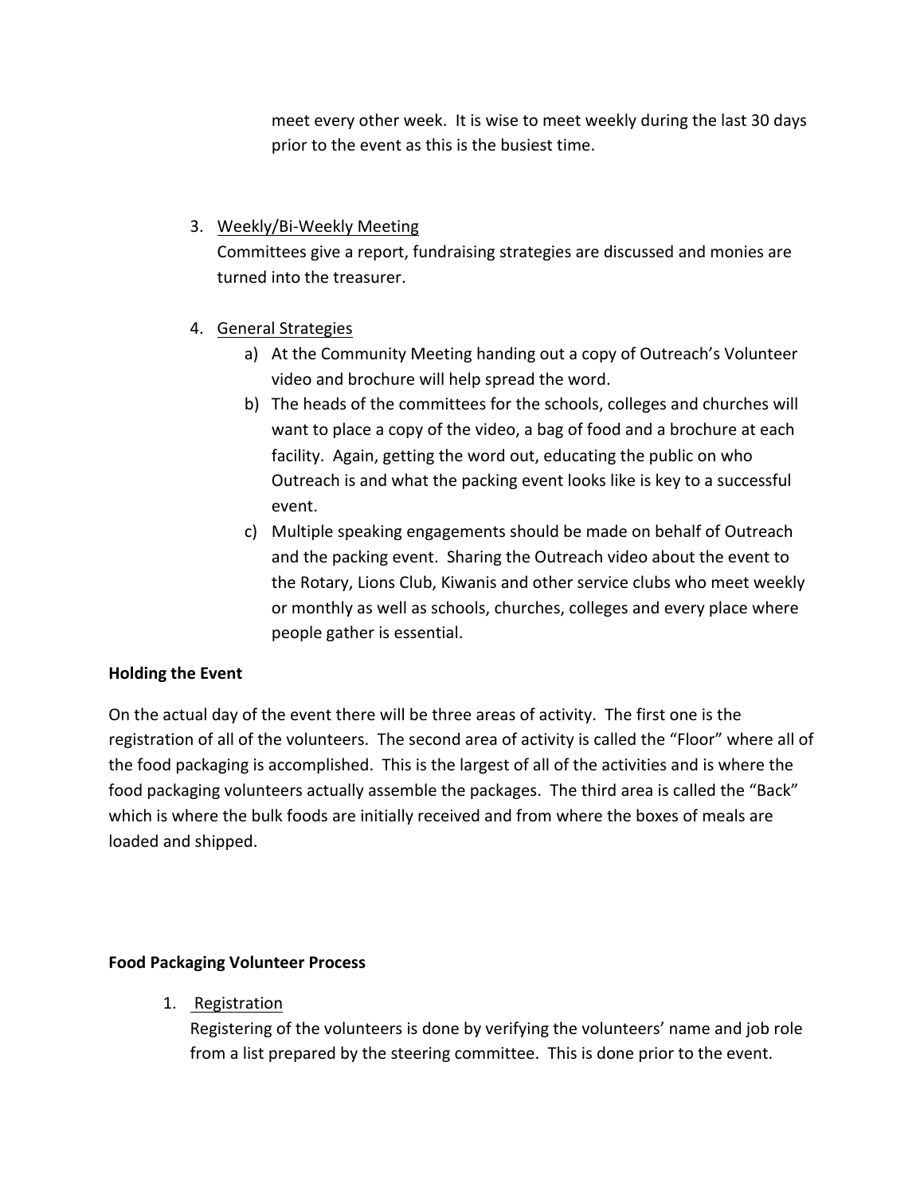meet every other week. It is wise to meet weekly during the last 30 days prior to the event as this is the busiest time.

3. Weekly/Bi-Weekly Meeting
   Committees give a report, fundraising strategies are discussed and monies are turned into the treasurer.

4. General Strategies
   a) At the Community Meeting handing out a copy of Outreach's Volunteer video and brochure will help spread the word.
   b) The heads of the committees for the schools, colleges and churches will want to place a copy of the video, a bag of food and a brochure at each facility. Again, getting the word out, educating the public on who Outreach is and what the packing event looks like is key to a successful event.
   c) Multiple speaking engagements should be made on behalf of Outreach and the packing event. Sharing the Outreach video about the event to the Rotary, Lions Club, Kiwanis and other service clubs who meet weekly or monthly as well as schools, churches, colleges and every place where people gather is essential.

**Holding the Event**

On the actual day of the event there will be three areas of activity. The first one is the registration of all of the volunteers. The second area of activity is called the "Floor" where all of the food packaging is accomplished. This is the largest of all of the activities and is where the food packaging volunteers actually assemble the packages. The third area is called the "Back" which is where the bulk foods are initially received and from where the boxes of meals are loaded and shipped.

**Food Packaging Volunteer Process**

1. Registration
   Registering of the volunteers is done by verifying the volunteers' name and job role from a list prepared by the steering committee. This is done prior to the event.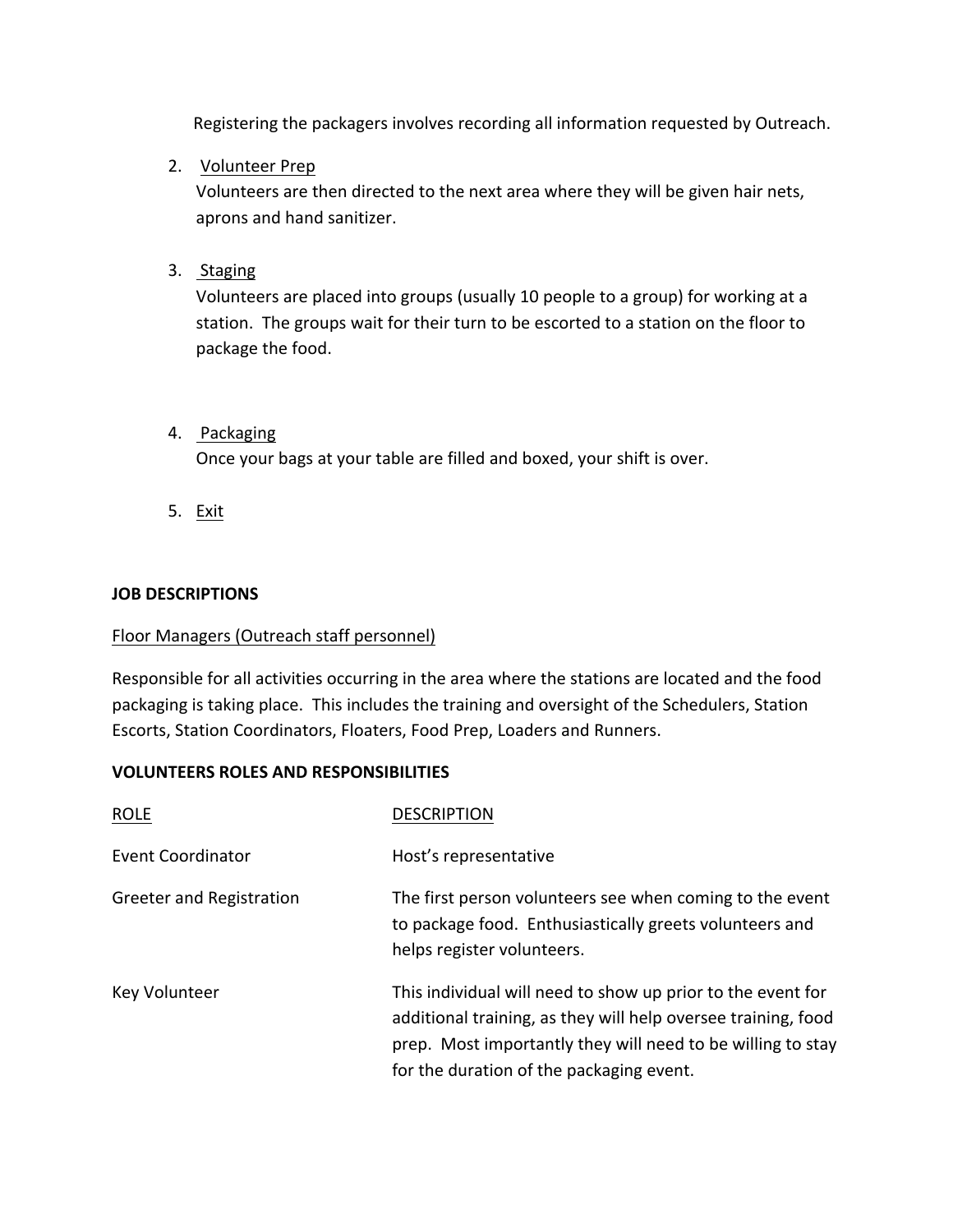Registering the packagers involves recording all information requested by Outreach.

2. Volunteer Prep

   Volunteers are then directed to the next area where they will be given hair nets, aprons and hand sanitizer.

3. Staging

   Volunteers are placed into groups (usually 10 people to a group) for working at a station. The groups wait for their turn to be escorted to a station on the floor to package the food.

4. Packaging

   Once your bags at your table are filled and boxed, your shift is over.

5. Exit

**JOB DESCRIPTIONS**

Floor Managers (Outreach staff personnel)

Responsible for all activities occurring in the area where the stations are located and the food packaging is taking place. This includes the training and oversight of the Schedulers, Station Escorts, Station Coordinators, Floaters, Food Prep, Loaders and Runners.

**VOLUNTEERS ROLES AND RESPONSIBILITIES**

| ROLE | DESCRIPTION |
|---|---|
| Event Coordinator | Host's representative |
| Greeter and Registration | The first person volunteers see when coming to the event to package food. Enthusiastically greets volunteers and helps register volunteers. |
| Key Volunteer | This individual will need to show up prior to the event for additional training, as they will help oversee training, food prep. Most importantly they will need to be willing to stay for the duration of the packaging event. |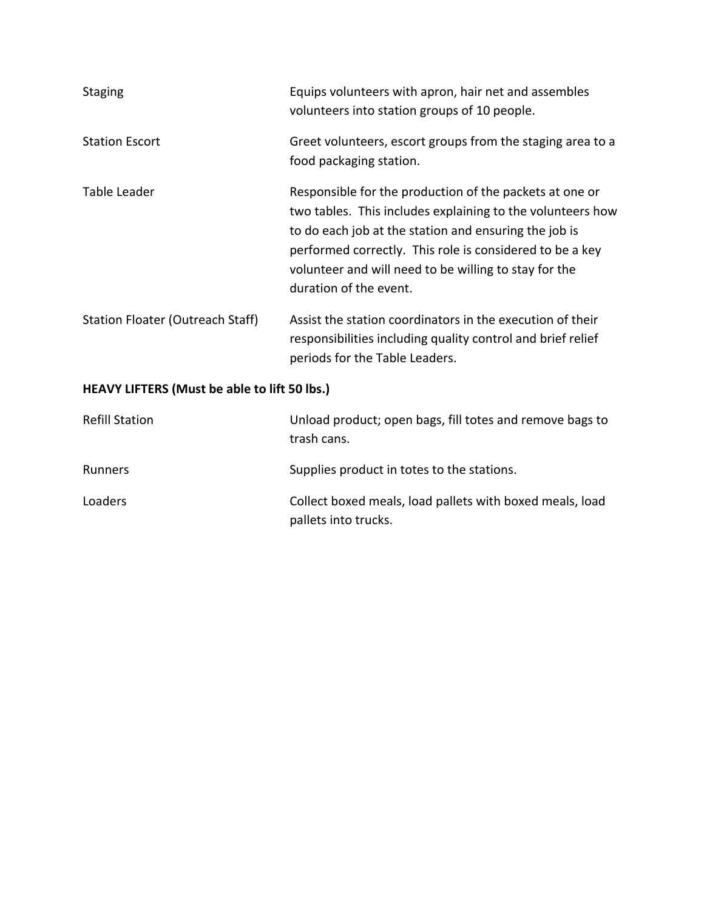| | |
|---|---|
| Staging | Equips volunteers with apron, hair net and assembles volunteers into station groups of 10 people. |
| Station Escort | Greet volunteers, escort groups from the staging area to a food packaging station. |
| Table Leader | Responsible for the production of the packets at one or two tables. This includes explaining to the volunteers how to do each job at the station and ensuring the job is performed correctly. This role is considered to be a key volunteer and will need to be willing to stay for the duration of the event. |
| Station Floater (Outreach Staff) | Assist the station coordinators in the execution of their responsibilities including quality control and brief relief periods for the Table Leaders. |

**HEAVY LIFTERS (Must be able to lift 50 lbs.)**

| | |
|---|---|
| Refill Station | Unload product; open bags, fill totes and remove bags to trash cans. |
| Runners | Supplies product in totes to the stations. |
| Loaders | Collect boxed meals, load pallets with boxed meals, load pallets into trucks. |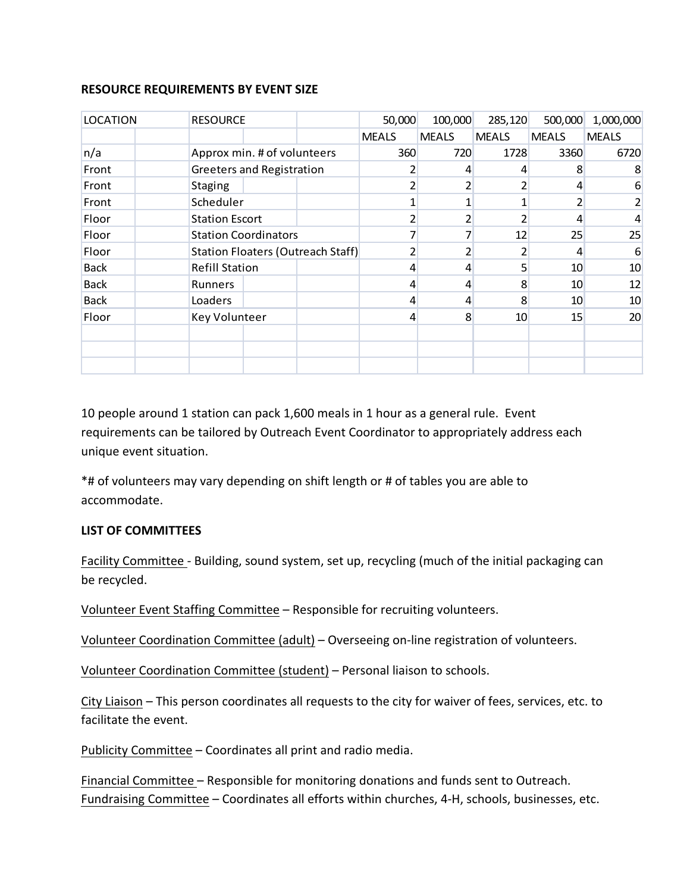**RESOURCE REQUIREMENTS BY EVENT SIZE**

| LOCATION | RESOURCE | 50,000 MEALS | 100,000 MEALS | 285,120 MEALS | 500,000 MEALS | 1,000,000 MEALS |
|---|---|---|---|---|---|---|
| n/a | Approx min. # of volunteers | 360 | 720 | 1728 | 3360 | 6720 |
| Front | Greeters and Registration | 2 | 4 | 4 | 8 | 8 |
| Front | Staging | 2 | 2 | 2 | 4 | 6 |
| Front | Scheduler | 1 | 1 | 1 | 2 | 2 |
| Floor | Station Escort | 2 | 2 | 2 | 4 | 4 |
| Floor | Station Coordinators | 7 | 7 | 12 | 25 | 25 |
| Floor | Station Floaters (Outreach Staff) | 2 | 2 | 2 | 4 | 6 |
| Back | Refill Station | 4 | 4 | 5 | 10 | 10 |
| Back | Runners | 4 | 4 | 8 | 10 | 12 |
| Back | Loaders | 4 | 4 | 8 | 10 | 10 |
| Floor | Key Volunteer | 4 | 8 | 10 | 15 | 20 |

10 people around 1 station can pack 1,600 meals in 1 hour as a general rule. Event requirements can be tailored by Outreach Event Coordinator to appropriately address each unique event situation.

*# of volunteers may vary depending on shift length or # of tables you are able to accommodate.

**LIST OF COMMITTEES**

Facility Committee - Building, sound system, set up, recycling (much of the initial packaging can be recycled.

Volunteer Event Staffing Committee – Responsible for recruiting volunteers.

Volunteer Coordination Committee (adult) – Overseeing on-line registration of volunteers.

Volunteer Coordination Committee (student) – Personal liaison to schools.

City Liaison – This person coordinates all requests to the city for waiver of fees, services, etc. to facilitate the event.

Publicity Committee – Coordinates all print and radio media.

Financial Committee – Responsible for monitoring donations and funds sent to Outreach.
Fundraising Committee – Coordinates all efforts within churches, 4-H, schools, businesses, etc.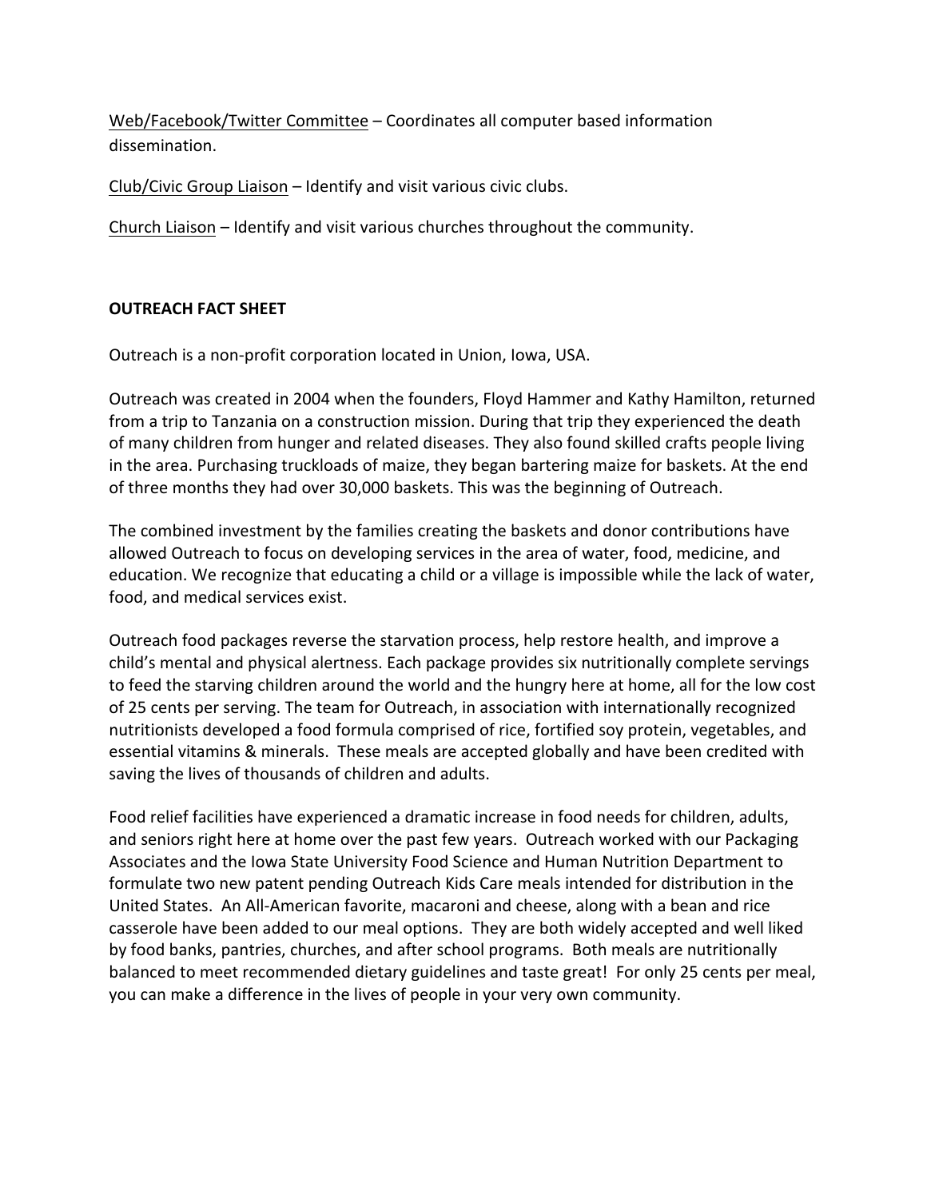Web/Facebook/Twitter Committee – Coordinates all computer based information dissemination.

Club/Civic Group Liaison – Identify and visit various civic clubs.

Church Liaison – Identify and visit various churches throughout the community.

**OUTREACH FACT SHEET**

Outreach is a non-profit corporation located in Union, Iowa, USA.

Outreach was created in 2004 when the founders, Floyd Hammer and Kathy Hamilton, returned from a trip to Tanzania on a construction mission. During that trip they experienced the death of many children from hunger and related diseases. They also found skilled crafts people living in the area. Purchasing truckloads of maize, they began bartering maize for baskets. At the end of three months they had over 30,000 baskets. This was the beginning of Outreach.

The combined investment by the families creating the baskets and donor contributions have allowed Outreach to focus on developing services in the area of water, food, medicine, and education. We recognize that educating a child or a village is impossible while the lack of water, food, and medical services exist.

Outreach food packages reverse the starvation process, help restore health, and improve a child's mental and physical alertness. Each package provides six nutritionally complete servings to feed the starving children around the world and the hungry here at home, all for the low cost of 25 cents per serving. The team for Outreach, in association with internationally recognized nutritionists developed a food formula comprised of rice, fortified soy protein, vegetables, and essential vitamins & minerals. These meals are accepted globally and have been credited with saving the lives of thousands of children and adults.

Food relief facilities have experienced a dramatic increase in food needs for children, adults, and seniors right here at home over the past few years. Outreach worked with our Packaging Associates and the Iowa State University Food Science and Human Nutrition Department to formulate two new patent pending Outreach Kids Care meals intended for distribution in the United States. An All-American favorite, macaroni and cheese, along with a bean and rice casserole have been added to our meal options. They are both widely accepted and well liked by food banks, pantries, churches, and after school programs. Both meals are nutritionally balanced to meet recommended dietary guidelines and taste great! For only 25 cents per meal, you can make a difference in the lives of people in your very own community.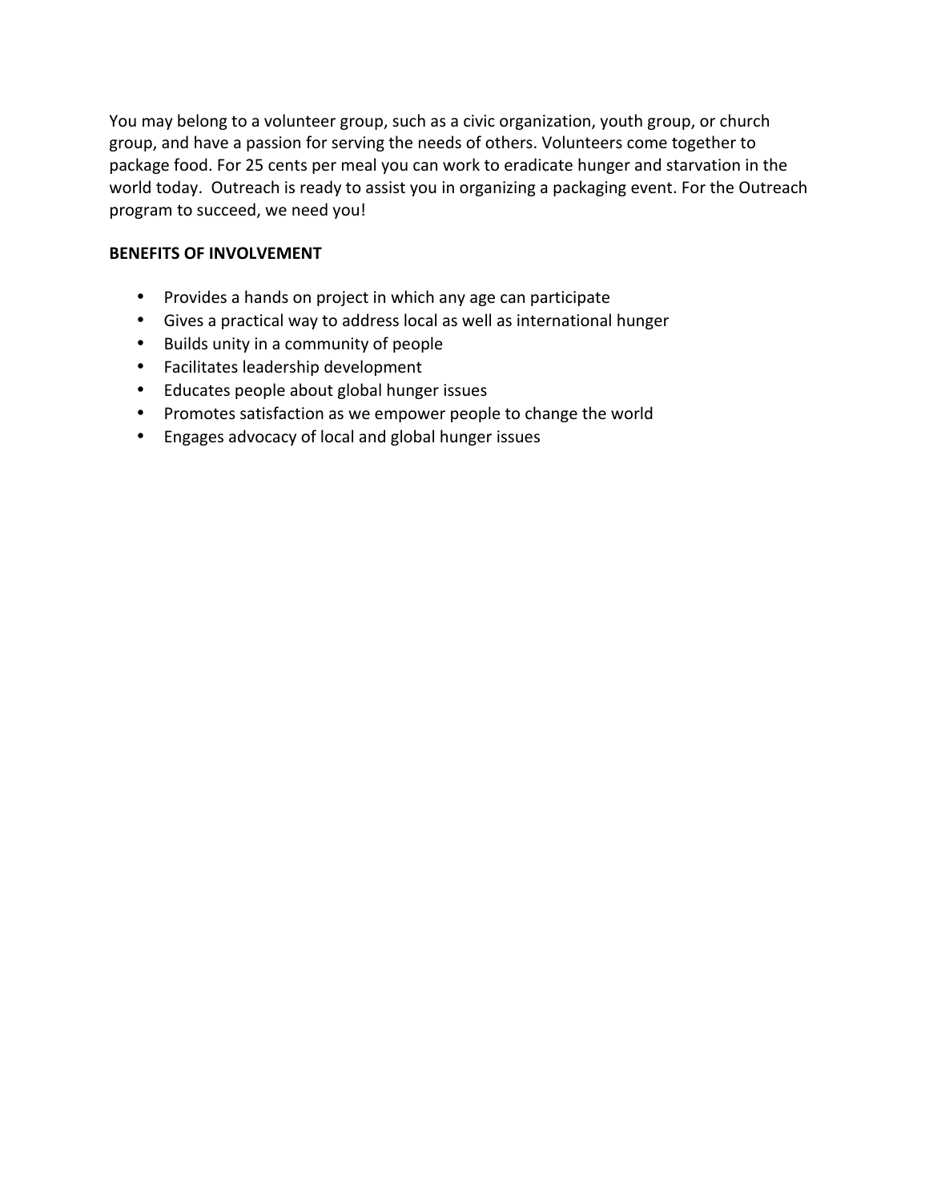You may belong to a volunteer group, such as a civic organization, youth group, or church group, and have a passion for serving the needs of others. Volunteers come together to package food. For 25 cents per meal you can work to eradicate hunger and starvation in the world today. Outreach is ready to assist you in organizing a packaging event. For the Outreach program to succeed, we need you!

**BENEFITS OF INVOLVEMENT**

- Provides a hands on project in which any age can participate
- Gives a practical way to address local as well as international hunger
- Builds unity in a community of people
- Facilitates leadership development
- Educates people about global hunger issues
- Promotes satisfaction as we empower people to change the world
- Engages advocacy of local and global hunger issues